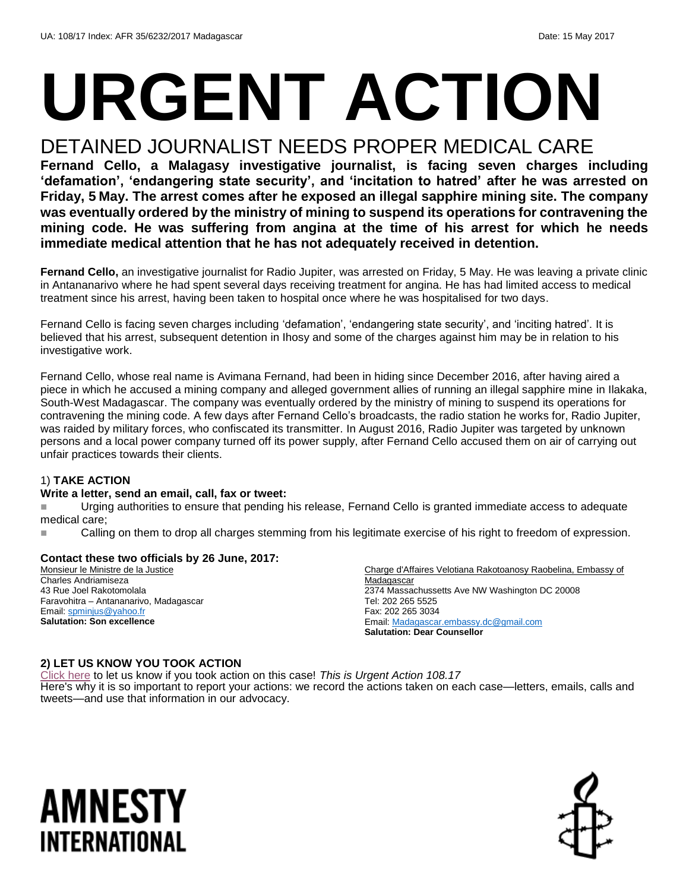UA: 108/17 Index: AFR 35/6232/2017 Madagascar Date: 15 May 2017

# URGENT ACTION

## DETAINED JOURNALIST NEEDS PROPER MEDICAL CARE

**Fernand Cello, a Malagasy investigative journalist, is facing seven charges including 'defamation', 'endangering state security', and 'incitation to hatred' after he was arrested on Friday, 5 May. The arrest comes after he exposed an illegal sapphire mining site. The company was eventually ordered by the ministry of mining to suspend its operations for contravening the mining code. He was suffering from angina at the time of his arrest for which he needs immediate medical attention that he has not adequately received in detention.**

**Fernand Cello,** an investigative journalist for Radio Jupiter, was arrested on Friday, 5 May. He was leaving a private clinic in Antananarivo where he had spent several days receiving treatment for angina. He has had limited access to medical treatment since his arrest, having been taken to hospital once where he was hospitalised for two days.

Fernand Cello is facing seven charges including 'defamation', 'endangering state security', and 'inciting hatred'. It is believed that his arrest, subsequent detention in Ihosy and some of the charges against him may be in relation to his investigative work.

Fernand Cello, whose real name is Avimana Fernand, had been in hiding since December 2016, after having aired a piece in which he accused a mining company and alleged government allies of running an illegal sapphire mine in Ilakaka, South-West Madagascar. The company was eventually ordered by the ministry of mining to suspend its operations for contravening the mining code. A few days after Fernand Cello's broadcasts, the radio station he works for, Radio Jupiter, was raided by military forces, who confiscated its transmitter. In August 2016, Radio Jupiter was targeted by unknown persons and a local power company turned off its power supply, after Fernand Cello accused them on air of carrying out unfair practices towards their clients.

### 1) TAKE ACTION

**Write a letter, send an email, call, fax or tweet:**

- Urging authorities to ensure that pending his release, Fernand Cello is granted immediate access to adequate medical care;
- Calling on them to drop all charges stemming from his legitimate exercise of his right to freedom of expression.

**Contact these two officials by 26 June, 2017:**

Monsieur le Ministre de la Justice
Charles Andriamiseza
43 Rue Joel Rakotomolala
Faravohitra – Antananarivo, Madagascar
Email: spminjus@yahoo.fr
**Salutation: Son excellence**

Charge d'Affaires Velotiana Rakotoanosy Raobelina, Embassy of Madagascar
2374 Massachussetts Ave NW Washington DC 20008
Tel: 202 265 5525
Fax: 202 265 3034
Email: Madagascar.embassy.dc@gmail.com
**Salutation: Dear Counsellor**

### 2) LET US KNOW YOU TOOK ACTION

Click here to let us know if you took action on this case! *This is Urgent Action 108.17*
Here's why it is so important to report your actions: we record the actions taken on each case—letters, emails, calls and tweets—and use that information in our advocacy.

AMNESTY INTERNATIONAL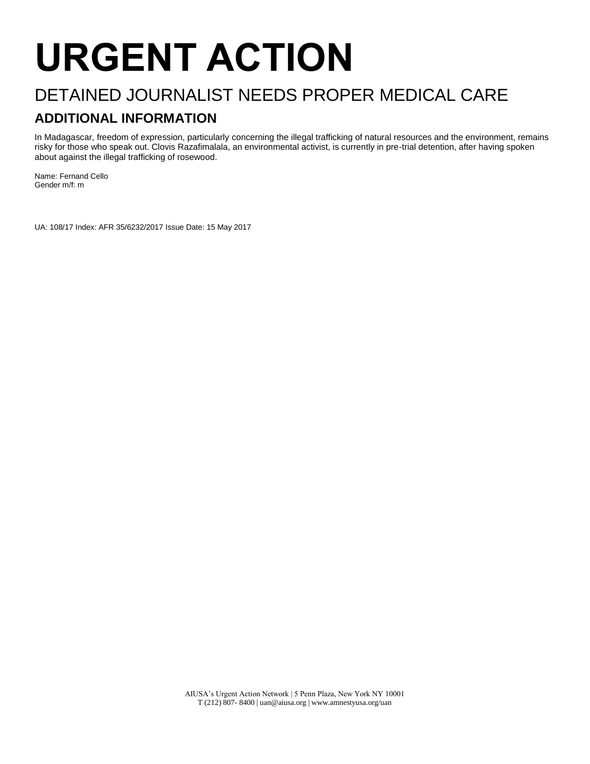# URGENT ACTION

## DETAINED JOURNALIST NEEDS PROPER MEDICAL CARE

### ADDITIONAL INFORMATION

In Madagascar, freedom of expression, particularlaly concerning the illegal trafficking of natural resources and the environment, remains risky for those who speak out. Clovis Razafimalala, an environmental activist, is currently in pre-trial detention, after having spoken about against the illegal trafficking of rosewood.

Name: Fernand Cello
Gender m/f: m

UA: 108/17 Index: AFR 35/6232/2017 Issue Date: 15 May 2017

AIUSA's Urgent Action Network | 5 Penn Plaza, New York NY 10001
T (212) 807- 8400 | uan@aiusa.org | www.amnestyusa.org/uan